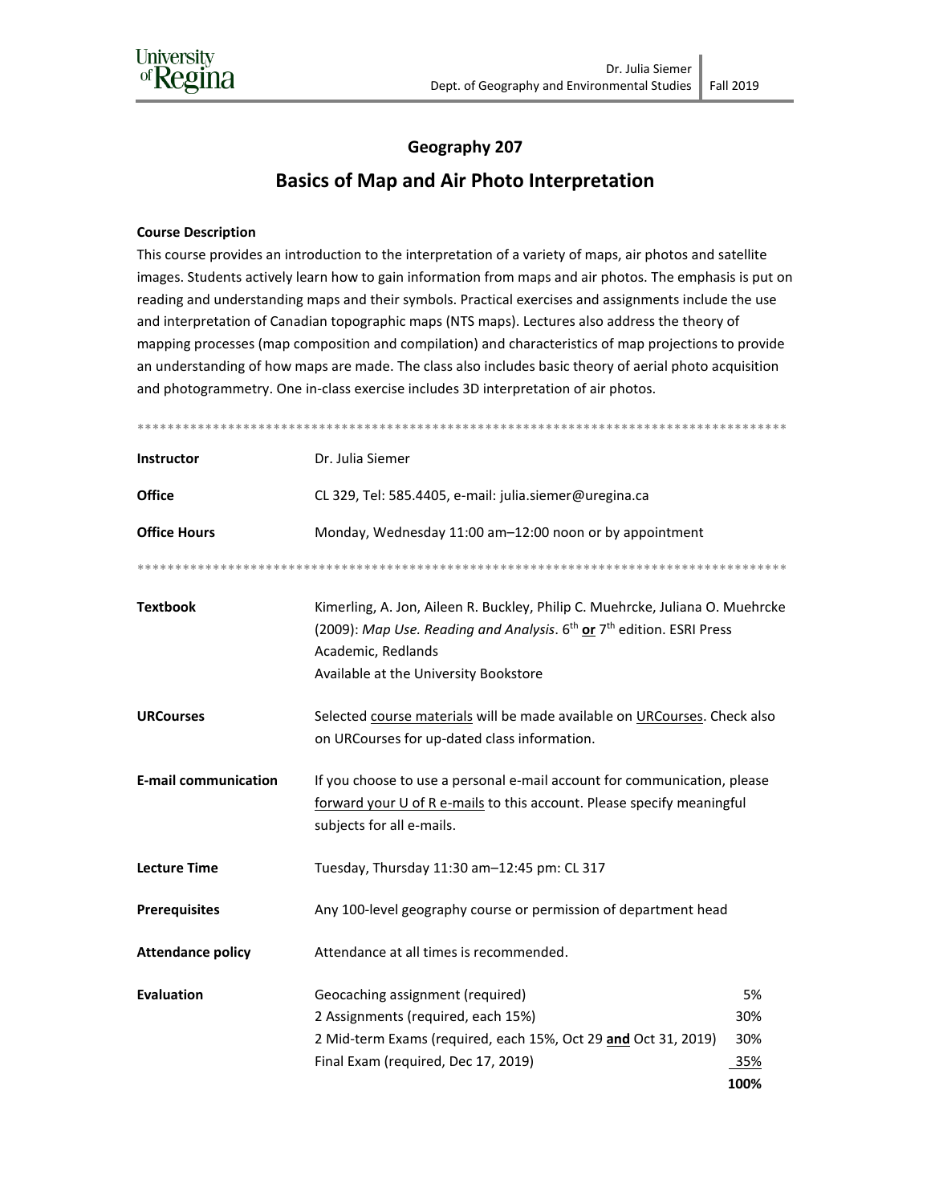University of Regina

Dr. Julia Siemer
Dept. of Geography and Environmental Studies | Fall 2019

## Geography 207

# Basics of Map and Air Photo Interpretation

**Course Description**

This course provides an introduction to the interpretation of a variety of maps, air photos and satellite images. Students actively learn how to gain information from maps and air photos. The emphasis is put on reading and understanding maps and their symbols. Practical exercises and assignments include the use and interpretation of Canadian topographic maps (NTS maps). Lectures also address the theory of mapping processes (map composition and compilation) and characteristics of map projections to provide an understanding of how maps are made. The class also includes basic theory of aerial photo acquisition and photogrammetry. One in-class exercise includes 3D interpretation of air photos.

*******************************************************************************************

| | |
|---|---|
| **Instructor** | Dr. Julia Siemer |
| **Office** | CL 329, Tel: 585.4405, e-mail: julia.siemer@uregina.ca |
| **Office Hours** | Monday, Wednesday 11:00 am–12:00 noon or by appointment |

*******************************************************************************************

| | |
|---|---|
| **Textbook** | Kimerling, A. Jon, Aileen R. Buckley, Philip C. Muehrcke, Juliana O. Muehrcke (2009): *Map Use. Reading and Analysis*. 6th **or** 7th edition. ESRI Press Academic, Redlands<br>Available at the University Bookstore |
| **URCourses** | Selected course materials will be made available on URCourses. Check also on URCourses for up-dated class information. |
| **E-mail communication** | If you choose to use a personal e-mail account for communication, please forward your U of R e-mails to this account. Please specify meaningful subjects for all e-mails. |
| **Lecture Time** | Tuesday, Thursday 11:30 am–12:45 pm: CL 317 |
| **Prerequisites** | Any 100-level geography course or permission of department head |
| **Attendance policy** | Attendance at all times is recommended. |

**Evaluation**

| | |
|---|---|
| Geocaching assignment (required) | 5% |
| 2 Assignments (required, each 15%) | 30% |
| 2 Mid-term Exams (required, each 15%, Oct 29 **and** Oct 31, 2019) | 30% |
| Final Exam (required, Dec 17, 2019) | 35% |
| | **100%** |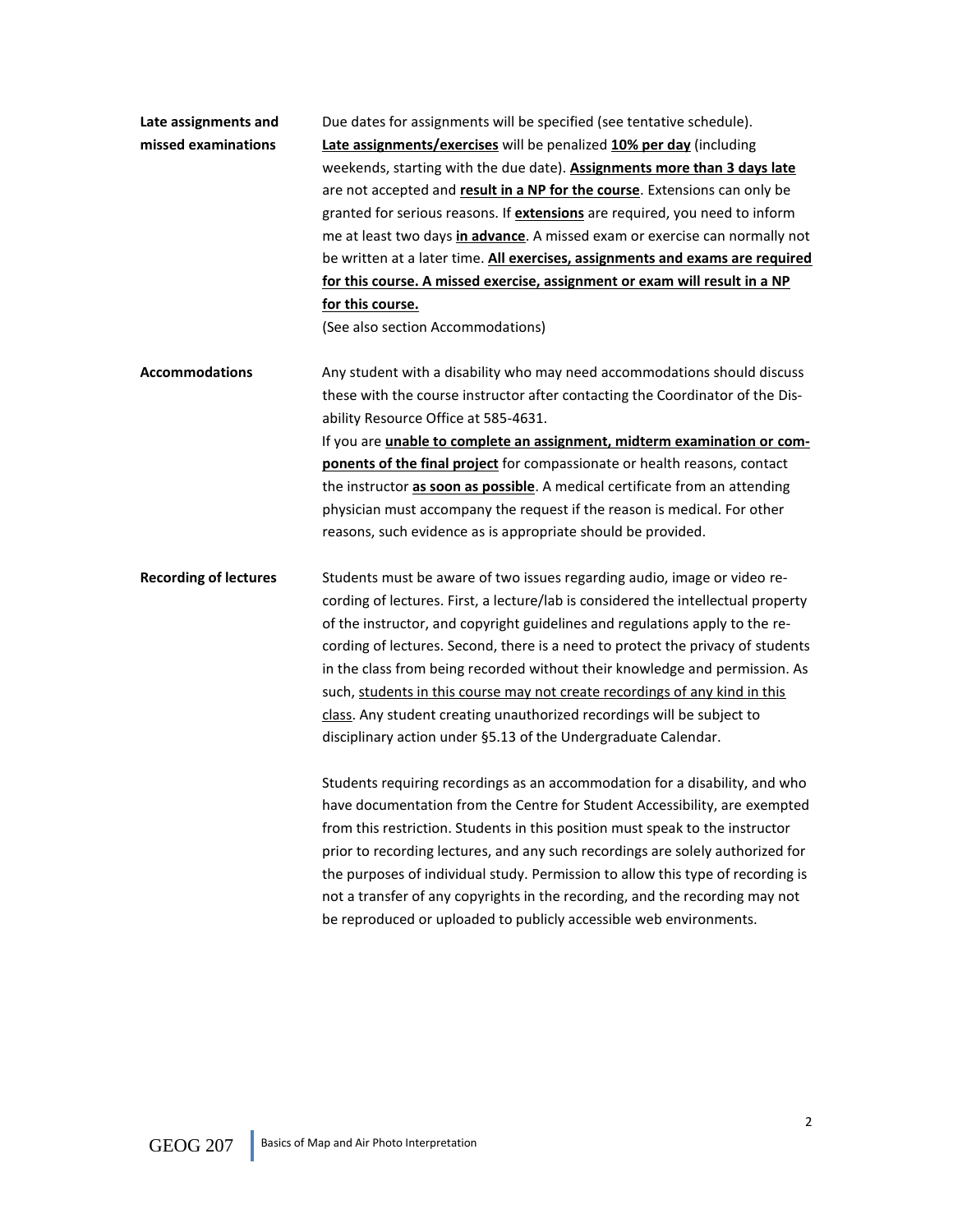**Late assignments and missed examinations**

Due dates for assignments will be specified (see tentative schedule). **Late assignments/exercises** will be penalized **10% per day** (including weekends, starting with the due date). **Assignments more than 3 days late** are not accepted and **result in a NP for the course**. Extensions can only be granted for serious reasons. If **extensions** are required, you need to inform me at least two days **in advance**. A missed exam or exercise can normally not be written at a later time. **All exercises, assignments and exams are required for this course. A missed exercise, assignment or exam will result in a NP for this course.**

(See also section Accommodations)

**Accommodations**

Any student with a disability who may need accommodations should discuss these with the course instructor after contacting the Coordinator of the Disability Resource Office at 585-4631.

If you are **unable to complete an assignment, midterm examination or components of the final project** for compassionate or health reasons, contact the instructor **as soon as possible**. A medical certificate from an attending physician must accompany the request if the reason is medical. For other reasons, such evidence as is appropriate should be provided.

**Recording of lectures**

Students must be aware of two issues regarding audio, image or video recording of lectures. First, a lecture/lab is considered the intellectual property of the instructor, and copyright guidelines and regulations apply to the recording of lectures. Second, there is a need to protect the privacy of students in the class from being recorded without their knowledge and permission. As such, students in this course may not create recordings of any kind in this class. Any student creating unauthorized recordings will be subject to disciplinary action under §5.13 of the Undergraduate Calendar.

Students requiring recordings as an accommodation for a disability, and who have documentation from the Centre for Student Accessibility, are exempted from this restriction. Students in this position must speak to the instructor prior to recording lectures, and any such recordings are solely authorized for the purposes of individual study. Permission to allow this type of recording is not a transfer of any copyrights in the recording, and the recording may not be reproduced or uploaded to publicly accessible web environments.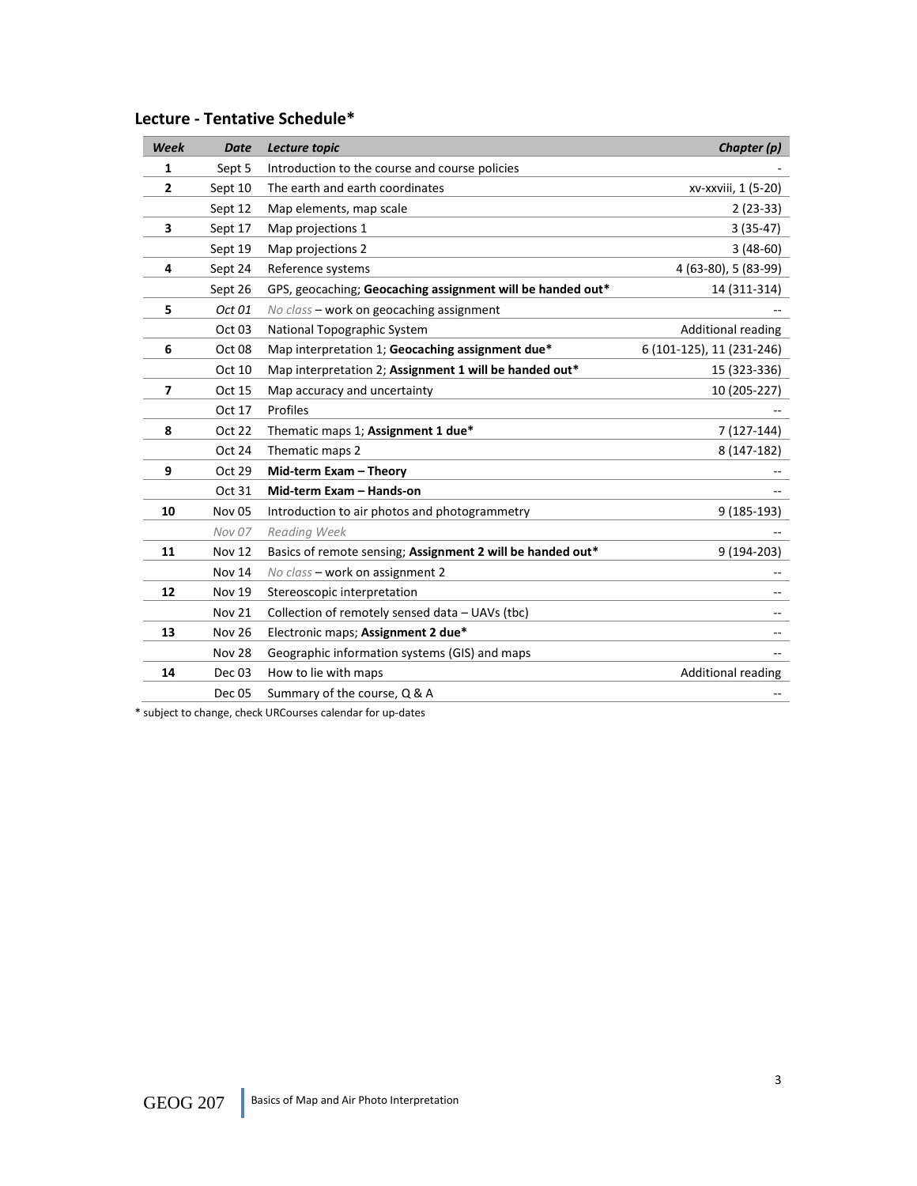## Lecture - Tentative Schedule*

| *Week* | *Date* | *Lecture topic* | *Chapter (p)* |
|---|---|---|---|
| **1** | Sept 5 | Introduction to the course and course policies | - |
| **2** | Sept 10 | The earth and earth coordinates | xv-xxviii, 1 (5-20) |
| | Sept 12 | Map elements, map scale | 2 (23-33) |
| **3** | Sept 17 | Map projections 1 | 3 (35-47) |
| | Sept 19 | Map projections 2 | 3 (48-60) |
| **4** | Sept 24 | Reference systems | 4 (63-80), 5 (83-99) |
| | Sept 26 | GPS, geocaching; **Geocaching assignment will be handed out*** | 14 (311-314) |
| **5** | *Oct 01* | *No class* – work on geocaching assignment | -- |
| | Oct 03 | National Topographic System | Additional reading |
| **6** | Oct 08 | Map interpretation 1; **Geocaching assignment due*** | 6 (101-125), 11 (231-246) |
| | Oct 10 | Map interpretation 2; **Assignment 1 will be handed out*** | 15 (323-336) |
| **7** | Oct 15 | Map accuracy and uncertainty | 10 (205-227) |
| | Oct 17 | Profiles | -- |
| **8** | Oct 22 | Thematic maps 1; **Assignment 1 due*** | 7 (127-144) |
| | Oct 24 | Thematic maps 2 | 8 (147-182) |
| **9** | Oct 29 | **Mid-term Exam – Theory** | -- |
| | Oct 31 | **Mid-term Exam – Hands-on** | -- |
| **10** | Nov 05 | Introduction to air photos and photogrammetry | 9 (185-193) |
| | *Nov 07* | *Reading Week* | -- |
| **11** | Nov 12 | Basics of remote sensing; **Assignment 2 will be handed out*** | 9 (194-203) |
| | Nov 14 | *No class* – work on assignment 2 | -- |
| **12** | Nov 19 | Stereoscopic interpretation | -- |
| | Nov 21 | Collection of remotely sensed data – UAVs (tbc) | -- |
| **13** | Nov 26 | Electronic maps; **Assignment 2 due*** | -- |
| | Nov 28 | Geographic information systems (GIS) and maps | -- |
| **14** | Dec 03 | How to lie with maps | Additional reading |
| | Dec 05 | Summary of the course, Q & A | -- |

* subject to change, check URCourses calendar for up-dates